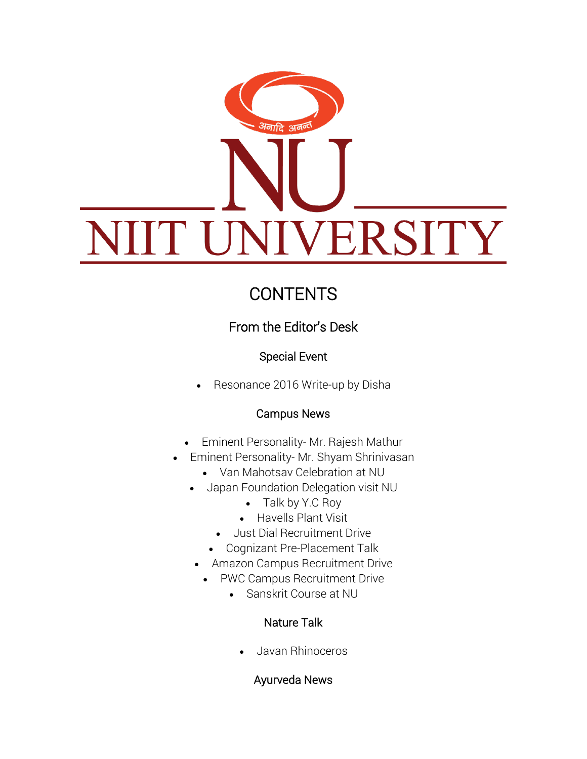अनादि अनन्त

NU

NIIT UNIVERSITY

# CONTENTS

## From the Editor's Desk

### Special Event

- Resonance 2016 Write-up by Disha

### Campus News

- Eminent Personality- Mr. Rajesh Mathur
- Eminent Personality- Mr. Shyam Shrinivasan
- Van Mahotsav Celebration at NU
- Japan Foundation Delegation visit NU
- Talk by Y.C Roy
- Havells Plant Visit
- Just Dial Recruitment Drive
- Cognizant Pre-Placement Talk
- Amazon Campus Recruitment Drive
- PWC Campus Recruitment Drive
- Sanskrit Course at NU

### Nature Talk

- Javan Rhinoceros

### Ayurveda News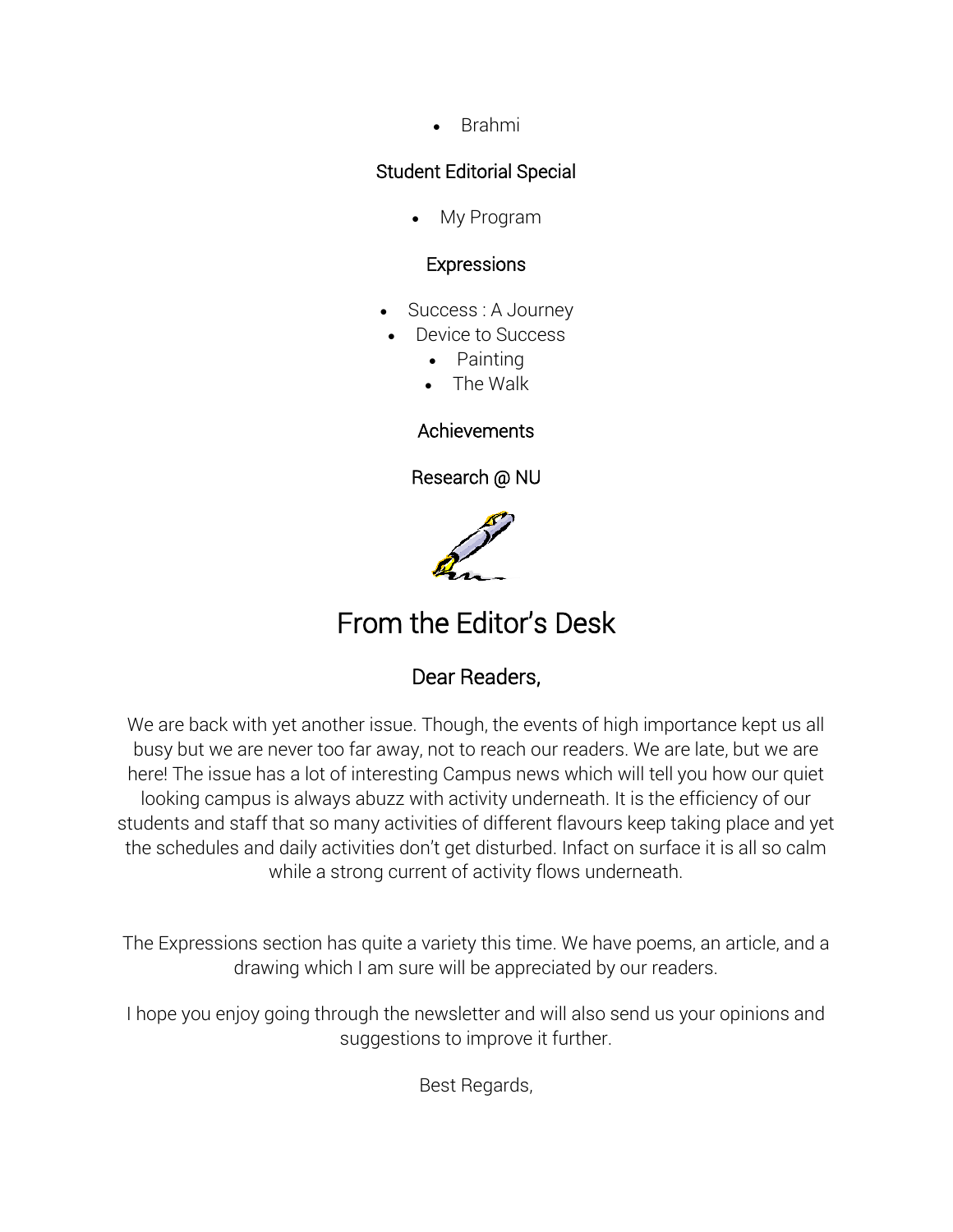- Brahmi

### Student Editorial Special

- My Program

### Expressions

- Success : A Journey
- Device to Success
- Painting
- The Walk

### Achievements

### Research @ NU

# From the Editor's Desk

## Dear Readers,

We are back with yet another issue. Though, the events of high importance kept us all busy but we are never too far away, not to reach our readers. We are late, but we are here! The issue has a lot of interesting Campus news which will tell you how our quiet looking campus is always abuzz with activity underneath. It is the efficiency of our students and staff that so many activities of different flavours keep taking place and yet the schedules and daily activities don't get disturbed. Infact on surface it is all so calm while a strong current of activity flows underneath.

The Expressions section has quite a variety this time. We have poems, an article, and a drawing which I am sure will be appreciated by our readers.

I hope you enjoy going through the newsletter and will also send us your opinions and suggestions to improve it further.

Best Regards,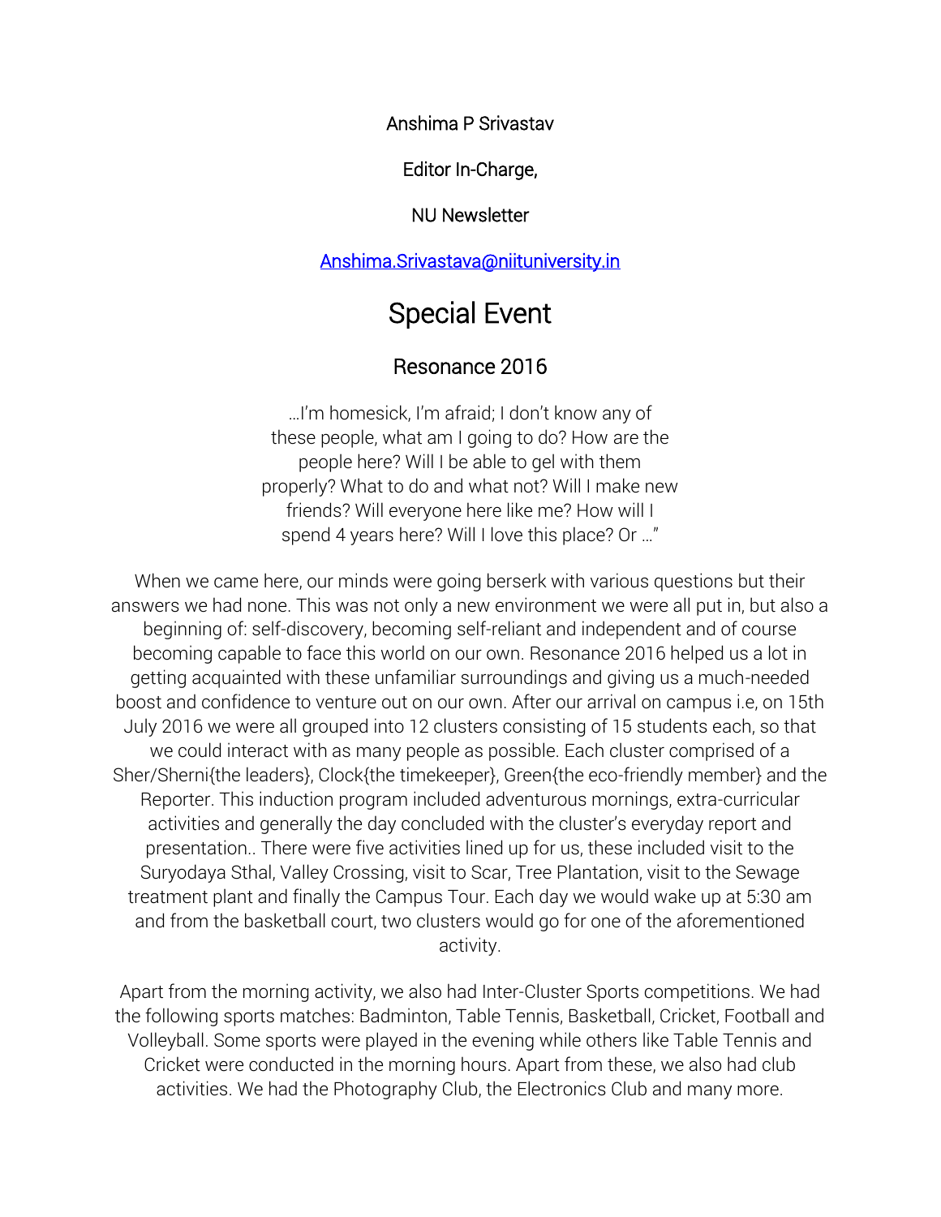Anshima P Srivastav

Editor In-Charge,

NU Newsletter

Anshima.Srivastava@niituniversity.in

# Special Event

## Resonance 2016

…I'm homesick, I'm afraid; I don't know any of these people, what am I going to do? How are the people here? Will I be able to gel with them properly? What to do and what not? Will I make new friends? Will everyone here like me? How will I spend 4 years here? Will I love this place? Or …"

When we came here, our minds were going berserk with various questions but their answers we had none. This was not only a new environment we were all put in, but also a beginning of: self-discovery, becoming self-reliant and independent and of course becoming capable to face this world on our own. Resonance 2016 helped us a lot in getting acquainted with these unfamiliar surroundings and giving us a much-needed boost and confidence to venture out on our own. After our arrival on campus i.e, on 15th July 2016 we were all grouped into 12 clusters consisting of 15 students each, so that we could interact with as many people as possible. Each cluster comprised of a Sher/Sherni{the leaders}, Clock{the timekeeper}, Green{the eco-friendly member} and the Reporter. This induction program included adventurous mornings, extra-curricular activities and generally the day concluded with the cluster's everyday report and presentation.. There were five activities lined up for us, these included visit to the Suryodaya Sthal, Valley Crossing, visit to Scar, Tree Plantation, visit to the Sewage treatment plant and finally the Campus Tour. Each day we would wake up at 5:30 am and from the basketball court, two clusters would go for one of the aforementioned activity.

Apart from the morning activity, we also had Inter-Cluster Sports competitions. We had the following sports matches: Badminton, Table Tennis, Basketball, Cricket, Football and Volleyball. Some sports were played in the evening while others like Table Tennis and Cricket were conducted in the morning hours. Apart from these, we also had club activities. We had the Photography Club, the Electronics Club and many more.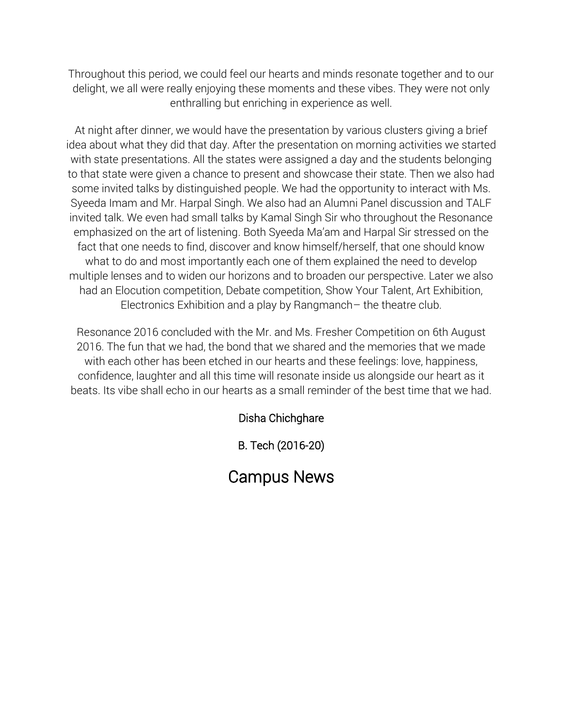Throughout this period, we could feel our hearts and minds resonate together and to our delight, we all were really enjoying these moments and these vibes. They were not only enthralling but enriching in experience as well.

At night after dinner, we would have the presentation by various clusters giving a brief idea about what they did that day. After the presentation on morning activities we started with state presentations. All the states were assigned a day and the students belonging to that state were given a chance to present and showcase their state. Then we also had some invited talks by distinguished people. We had the opportunity to interact with Ms. Syeeda Imam and Mr. Harpal Singh. We also had an Alumni Panel discussion and TALF invited talk. We even had small talks by Kamal Singh Sir who throughout the Resonance emphasized on the art of listening. Both Syeeda Ma'am and Harpal Sir stressed on the fact that one needs to find, discover and know himself/herself, that one should know what to do and most importantly each one of them explained the need to develop multiple lenses and to widen our horizons and to broaden our perspective. Later we also had an Elocution competition, Debate competition, Show Your Talent, Art Exhibition, Electronics Exhibition and a play by Rangmanch– the theatre club.

Resonance 2016 concluded with the Mr. and Ms. Fresher Competition on 6th August 2016. The fun that we had, the bond that we shared and the memories that we made with each other has been etched in our hearts and these feelings: love, happiness, confidence, laughter and all this time will resonate inside us alongside our heart as it beats. Its vibe shall echo in our hearts as a small reminder of the best time that we had.

Disha Chichghare

B. Tech (2016-20)

# Campus News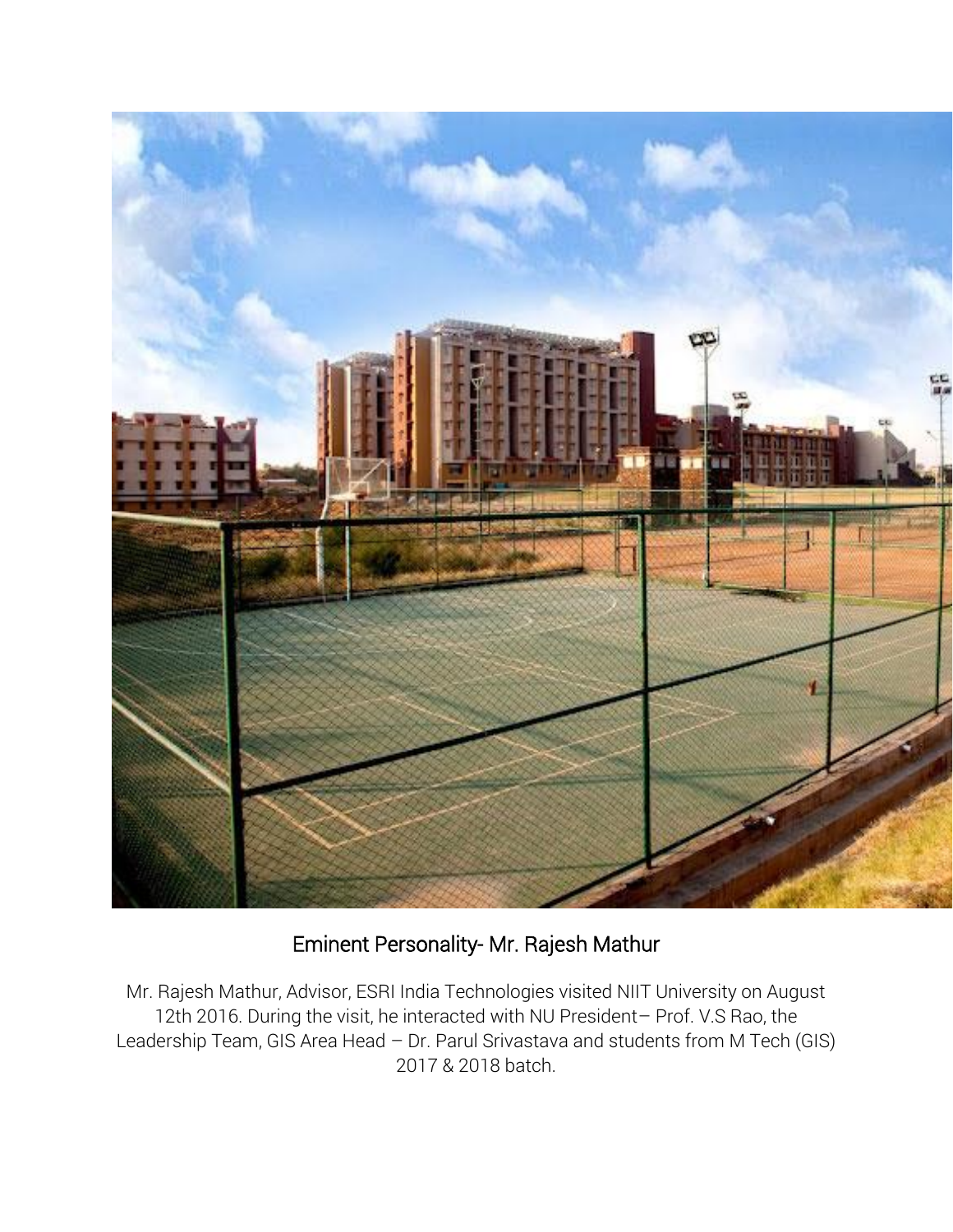## Eminent Personality- Mr. Rajesh Mathur

Mr. Rajesh Mathur, Advisor, ESRI India Technologies visited NIIT University on August 12th 2016. During the visit, he interacted with NU President– Prof. V.S Rao, the Leadership Team, GIS Area Head – Dr. Parul Srivastava and students from M Tech (GIS) 2017 & 2018 batch.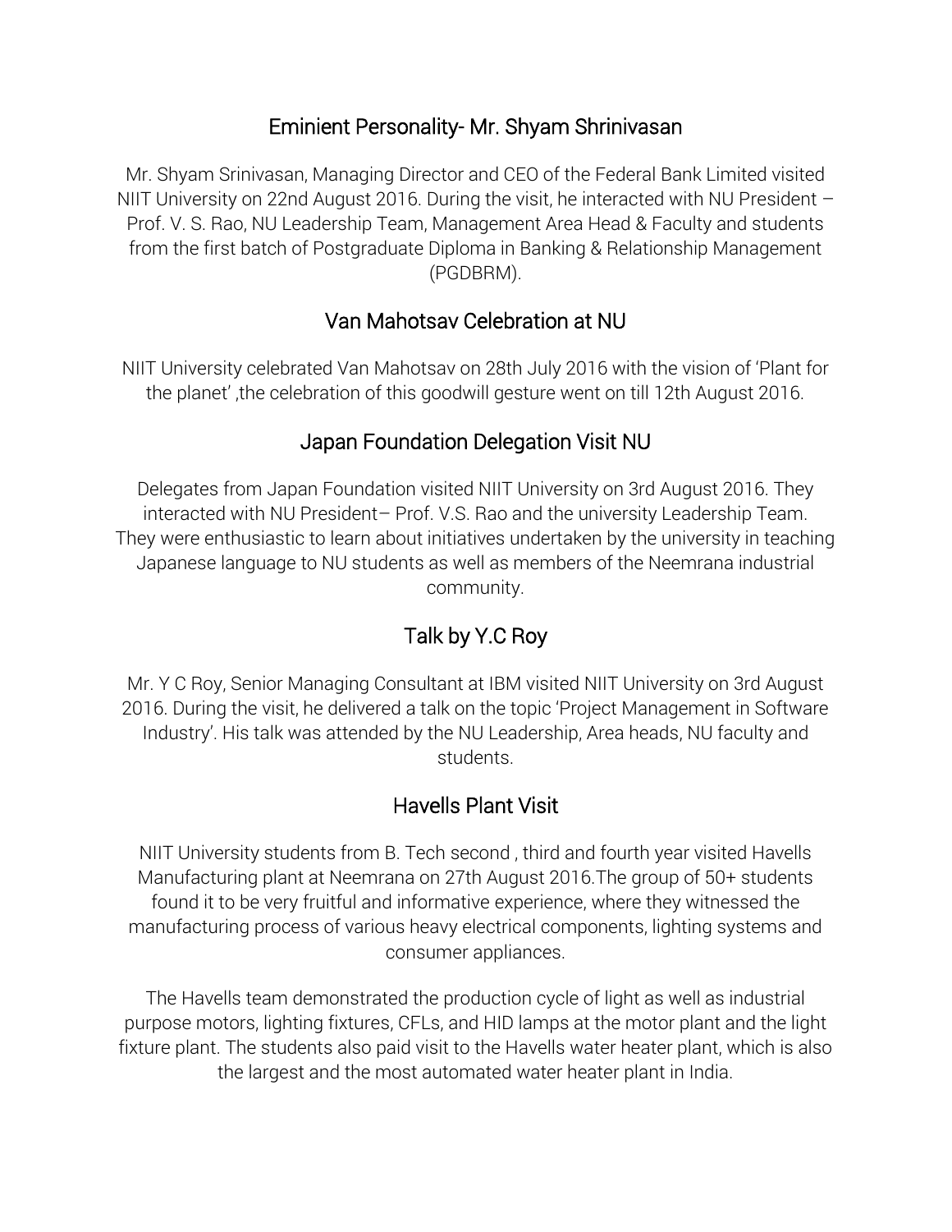## Eminient Personality- Mr. Shyam Shrinivasan

Mr. Shyam Srinivasan, Managing Director and CEO of the Federal Bank Limited visited NIIT University on 22nd August 2016. During the visit, he interacted with NU President – Prof. V. S. Rao, NU Leadership Team, Management Area Head & Faculty and students from the first batch of Postgraduate Diploma in Banking & Relationship Management (PGDBRM).

## Van Mahotsav Celebration at NU

NIIT University celebrated Van Mahotsav on 28th July 2016 with the vision of 'Plant for the planet' ,the celebration of this goodwill gesture went on till 12th August 2016.

## Japan Foundation Delegation Visit NU

Delegates from Japan Foundation visited NIIT University on 3rd August 2016. They interacted with NU President– Prof. V.S. Rao and the university Leadership Team. They were enthusiastic to learn about initiatives undertaken by the university in teaching Japanese language to NU students as well as members of the Neemrana industrial community.

## Talk by Y.C Roy

Mr. Y C Roy, Senior Managing Consultant at IBM visited NIIT University on 3rd August 2016. During the visit, he delivered a talk on the topic 'Project Management in Software Industry'. His talk was attended by the NU Leadership, Area heads, NU faculty and students.

## Havells Plant Visit

NIIT University students from B. Tech second , third and fourth year visited Havells Manufacturing plant at Neemrana on 27th August 2016.The group of 50+ students found it to be very fruitful and informative experience, where they witnessed the manufacturing process of various heavy electrical components, lighting systems and consumer appliances.

The Havells team demonstrated the production cycle of light as well as industrial purpose motors, lighting fixtures, CFLs, and HID lamps at the motor plant and the light fixture plant. The students also paid visit to the Havells water heater plant, which is also the largest and the most automated water heater plant in India.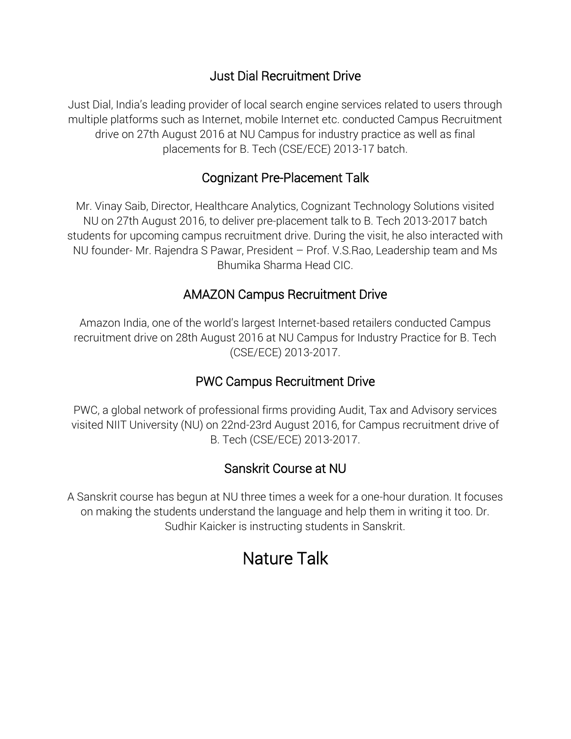## Just Dial Recruitment Drive

Just Dial, India's leading provider of local search engine services related to users through multiple platforms such as Internet, mobile Internet etc. conducted Campus Recruitment drive on 27th August 2016 at NU Campus for industry practice as well as final placements for B. Tech (CSE/ECE) 2013-17 batch.

## Cognizant Pre-Placement Talk

Mr. Vinay Saib, Director, Healthcare Analytics, Cognizant Technology Solutions visited NU on 27th August 2016, to deliver pre-placement talk to B. Tech 2013-2017 batch students for upcoming campus recruitment drive. During the visit, he also interacted with NU founder- Mr. Rajendra S Pawar, President – Prof. V.S.Rao, Leadership team and Ms Bhumika Sharma Head CIC.

## AMAZON Campus Recruitment Drive

Amazon India, one of the world's largest Internet-based retailers conducted Campus recruitment drive on 28th August 2016 at NU Campus for Industry Practice for B. Tech (CSE/ECE) 2013-2017.

## PWC Campus Recruitment Drive

PWC, a global network of professional firms providing Audit, Tax and Advisory services visited NIIT University (NU) on 22nd-23rd August 2016, for Campus recruitment drive of B. Tech (CSE/ECE) 2013-2017.

## Sanskrit Course at NU

A Sanskrit course has begun at NU three times a week for a one-hour duration. It focuses on making the students understand the language and help them in writing it too. Dr. Sudhir Kaicker is instructing students in Sanskrit.

# Nature Talk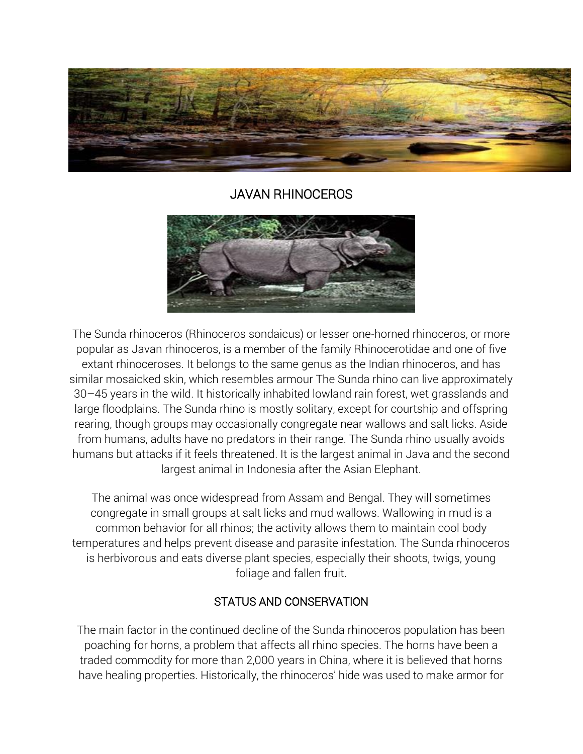## JAVAN RHINOCEROS

The Sunda rhinoceros (Rhinoceros sondaicus) or lesser one-horned rhinoceros, or more popular as Javan rhinoceros, is a member of the family Rhinocerotidae and one of five extant rhinoceroses. It belongs to the same genus as the Indian rhinoceros, and has similar mosaicked skin, which resembles armour The Sunda rhino can live approximately 30–45 years in the wild. It historically inhabited lowland rain forest, wet grasslands and large floodplains. The Sunda rhino is mostly solitary, except for courtship and offspring rearing, though groups may occasionally congregate near wallows and salt licks. Aside from humans, adults have no predators in their range. The Sunda rhino usually avoids humans but attacks if it feels threatened. It is the largest animal in Java and the second largest animal in Indonesia after the Asian Elephant.

The animal was once widespread from Assam and Bengal. They will sometimes congregate in small groups at salt licks and mud wallows. Wallowing in mud is a common behavior for all rhinos; the activity allows them to maintain cool body temperatures and helps prevent disease and parasite infestation. The Sunda rhinoceros is herbivorous and eats diverse plant species, especially their shoots, twigs, young foliage and fallen fruit.

## STATUS AND CONSERVATION

The main factor in the continued decline of the Sunda rhinoceros population has been poaching for horns, a problem that affects all rhino species. The horns have been a traded commodity for more than 2,000 years in China, where it is believed that horns have healing properties. Historically, the rhinoceros' hide was used to make armor for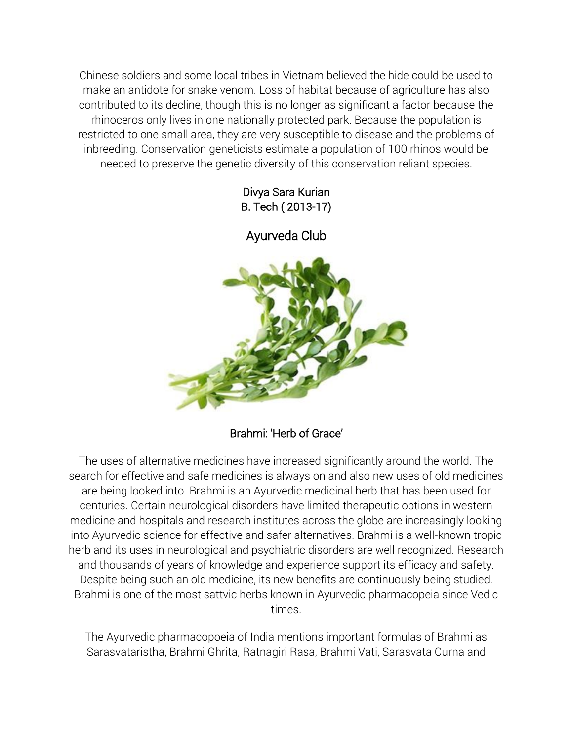Chinese soldiers and some local tribes in Vietnam believed the hide could be used to make an antidote for snake venom. Loss of habitat because of agriculture has also contributed to its decline, though this is no longer as significant a factor because the rhinoceros only lives in one nationally protected park. Because the population is restricted to one small area, they are very susceptible to disease and the problems of inbreeding. Conservation geneticists estimate a population of 100 rhinos would be needed to preserve the genetic diversity of this conservation reliant species.

Divya Sara Kurian
B. Tech ( 2013-17)

## Ayurveda Club

### Brahmi: 'Herb of Grace'

The uses of alternative medicines have increased significantly around the world. The search for effective and safe medicines is always on and also new uses of old medicines are being looked into. Brahmi is an Ayurvedic medicinal herb that has been used for centuries. Certain neurological disorders have limited therapeutic options in western medicine and hospitals and research institutes across the globe are increasingly looking into Ayurvedic science for effective and safer alternatives. Brahmi is a well-known tropic herb and its uses in neurological and psychiatric disorders are well recognized. Research and thousands of years of knowledge and experience support its efficacy and safety. Despite being such an old medicine, its new benefits are continuously being studied. Brahmi is one of the most sattvic herbs known in Ayurvedic pharmacopeia since Vedic times.

The Ayurvedic pharmacopoeia of India mentions important formulas of Brahmi as Sarasvataristha, Brahmi Ghrita, Ratnagiri Rasa, Brahmi Vati, Sarasvata Curna and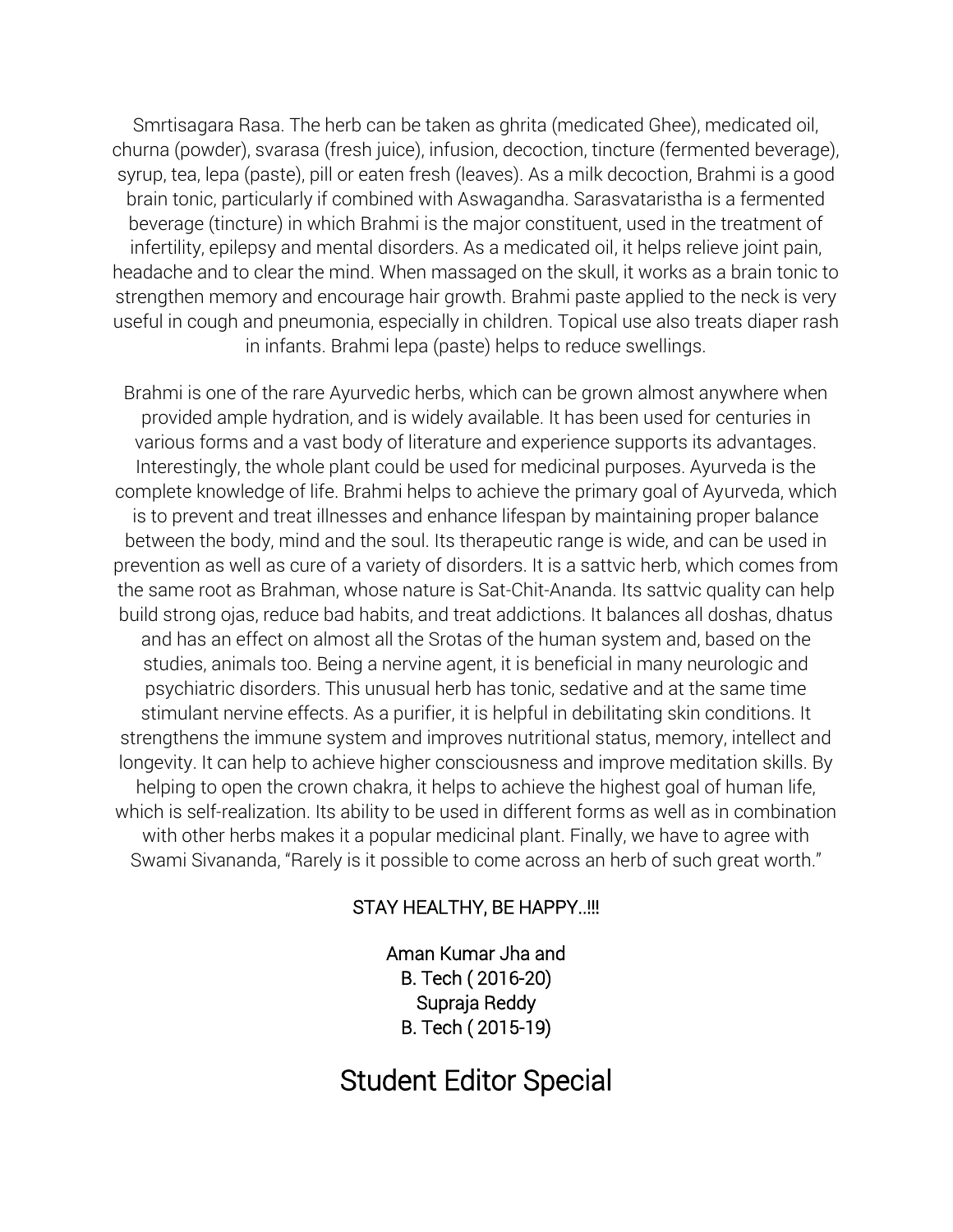Smrtisagara Rasa. The herb can be taken as ghrita (medicated Ghee), medicated oil, churna (powder), svarasa (fresh juice), infusion, decoction, tincture (fermented beverage), syrup, tea, lepa (paste), pill or eaten fresh (leaves). As a milk decoction, Brahmi is a good brain tonic, particularly if combined with Aswagandha. Sarasvataristha is a fermented beverage (tincture) in which Brahmi is the major constituent, used in the treatment of infertility, epilepsy and mental disorders. As a medicated oil, it helps relieve joint pain, headache and to clear the mind. When massaged on the skull, it works as a brain tonic to strengthen memory and encourage hair growth. Brahmi paste applied to the neck is very useful in cough and pneumonia, especially in children. Topical use also treats diaper rash in infants. Brahmi lepa (paste) helps to reduce swellings.

Brahmi is one of the rare Ayurvedic herbs, which can be grown almost anywhere when provided ample hydration, and is widely available. It has been used for centuries in various forms and a vast body of literature and experience supports its advantages. Interestingly, the whole plant could be used for medicinal purposes. Ayurveda is the complete knowledge of life. Brahmi helps to achieve the primary goal of Ayurveda, which is to prevent and treat illnesses and enhance lifespan by maintaining proper balance between the body, mind and the soul. Its therapeutic range is wide, and can be used in prevention as well as cure of a variety of disorders. It is a sattvic herb, which comes from the same root as Brahman, whose nature is Sat-Chit-Ananda. Its sattvic quality can help build strong ojas, reduce bad habits, and treat addictions. It balances all doshas, dhatus and has an effect on almost all the Srotas of the human system and, based on the studies, animals too. Being a nervine agent, it is beneficial in many neurologic and psychiatric disorders. This unusual herb has tonic, sedative and at the same time stimulant nervine effects. As a purifier, it is helpful in debilitating skin conditions. It strengthens the immune system and improves nutritional status, memory, intellect and longevity. It can help to achieve higher consciousness and improve meditation skills. By helping to open the crown chakra, it helps to achieve the highest goal of human life, which is self-realization. Its ability to be used in different forms as well as in combination with other herbs makes it a popular medicinal plant. Finally, we have to agree with Swami Sivananda, "Rarely is it possible to come across an herb of such great worth."

STAY HEALTHY, BE HAPPY..!!!

Aman Kumar Jha and
B. Tech ( 2016-20)
Supraja Reddy
B. Tech ( 2015-19)

# Student Editor Special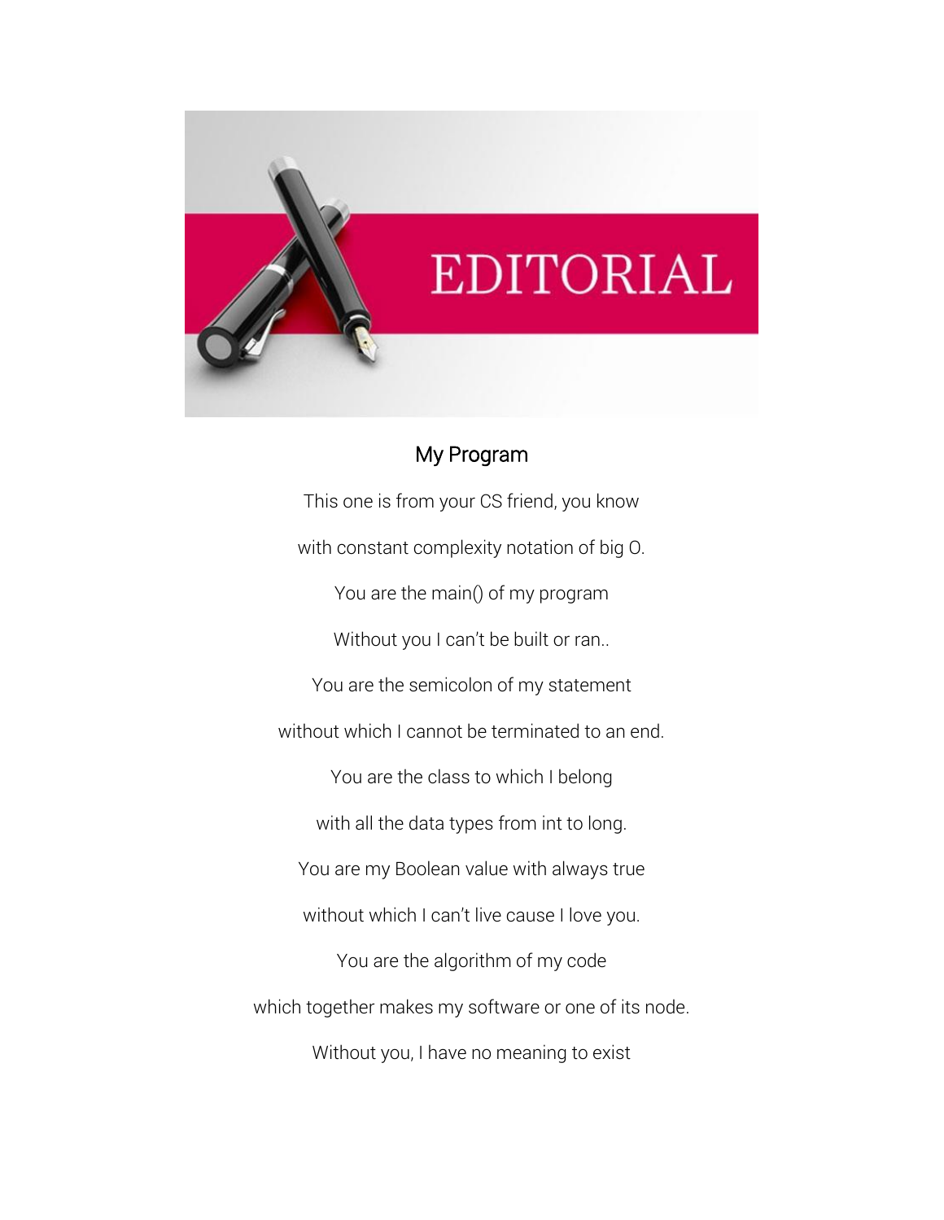EDITORIAL

## My Program

This one is from your CS friend, you know

with constant complexity notation of big O.

You are the main() of my program

Without you I can't be built or ran..

You are the semicolon of my statement

without which I cannot be terminated to an end.

You are the class to which I belong

with all the data types from int to long.

You are my Boolean value with always true

without which I can't live cause I love you.

You are the algorithm of my code

which together makes my software or one of its node.

Without you, I have no meaning to exist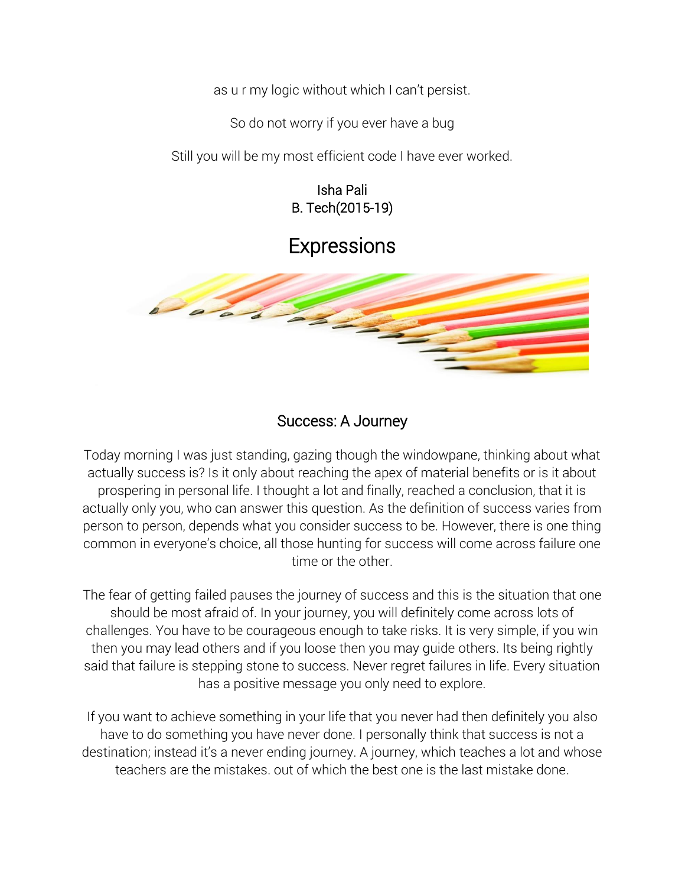as u r my logic without which I can't persist.

So do not worry if you ever have a bug

Still you will be my most efficient code I have ever worked.

Isha Pali
B. Tech(2015-19)

# Expressions

## Success: A Journey

Today morning I was just standing, gazing though the windowpane, thinking about what actually success is? Is it only about reaching the apex of material benefits or is it about prospering in personal life. I thought a lot and finally, reached a conclusion, that it is actually only you, who can answer this question. As the definition of success varies from person to person, depends what you consider success to be. However, there is one thing common in everyone's choice, all those hunting for success will come across failure one time or the other.

The fear of getting failed pauses the journey of success and this is the situation that one should be most afraid of. In your journey, you will definitely come across lots of challenges. You have to be courageous enough to take risks. It is very simple, if you win then you may lead others and if you loose then you may guide others. Its being rightly said that failure is stepping stone to success. Never regret failures in life. Every situation has a positive message you only need to explore.

If you want to achieve something in your life that you never had then definitely you also have to do something you have never done. I personally think that success is not a destination; instead it's a never ending journey. A journey, which teaches a lot and whose teachers are the mistakes. out of which the best one is the last mistake done.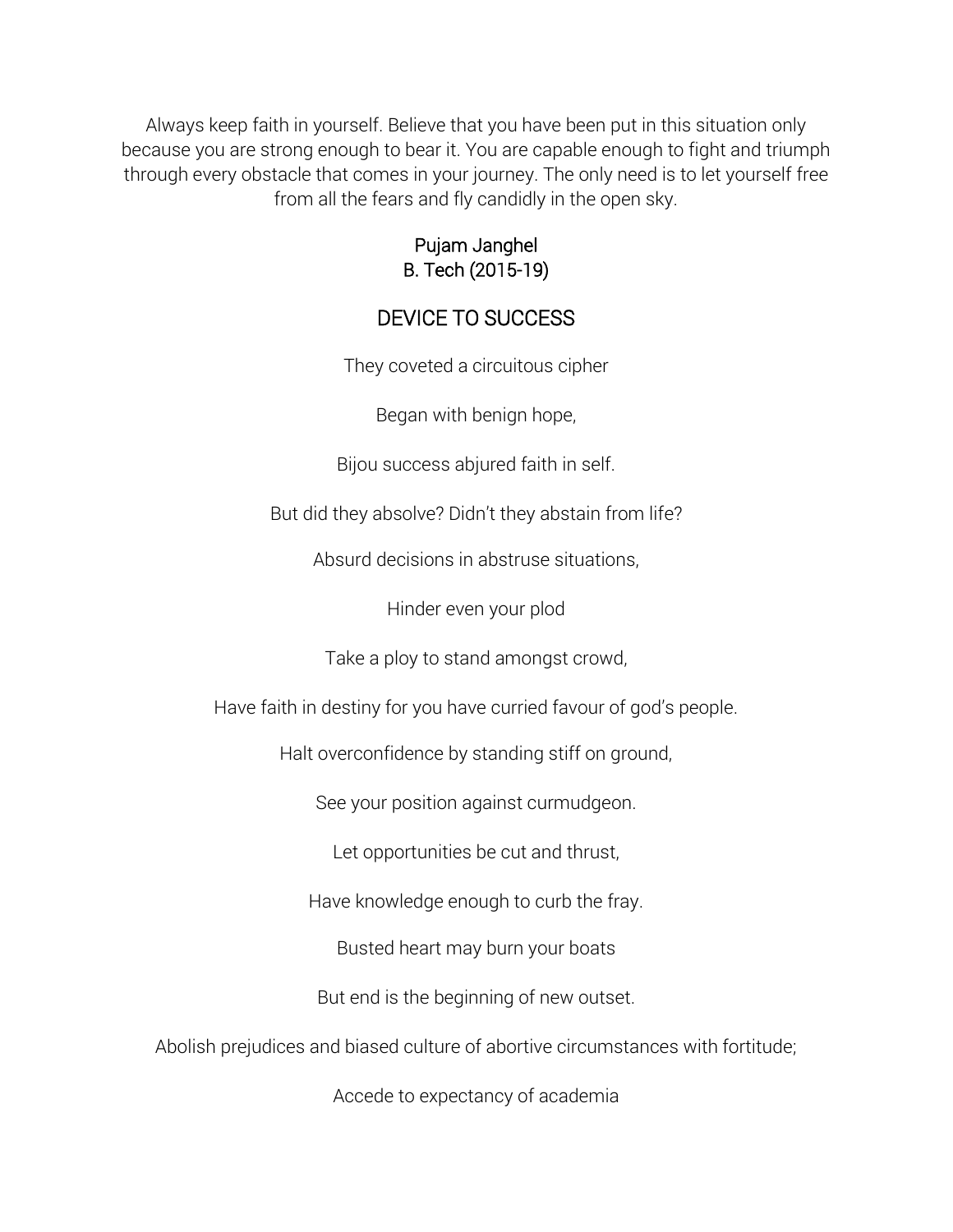Always keep faith in yourself. Believe that you have been put in this situation only because you are strong enough to bear it. You are capable enough to fight and triumph through every obstacle that comes in your journey. The only need is to let yourself free from all the fears and fly candidly in the open sky.

Pujam Janghel
B. Tech (2015-19)

## DEVICE TO SUCCESS

They coveted a circuitous cipher

Began with benign hope,

Bijou success abjured faith in self.

But did they absolve? Didn't they abstain from life?

Absurd decisions in abstruse situations,

Hinder even your plod

Take a ploy to stand amongst crowd,

Have faith in destiny for you have curried favour of god's people.

Halt overconfidence by standing stiff on ground,

See your position against curmudgeon.

Let opportunities be cut and thrust,

Have knowledge enough to curb the fray.

Busted heart may burn your boats

But end is the beginning of new outset.

Abolish prejudices and biased culture of abortive circumstances with fortitude;

Accede to expectancy of academia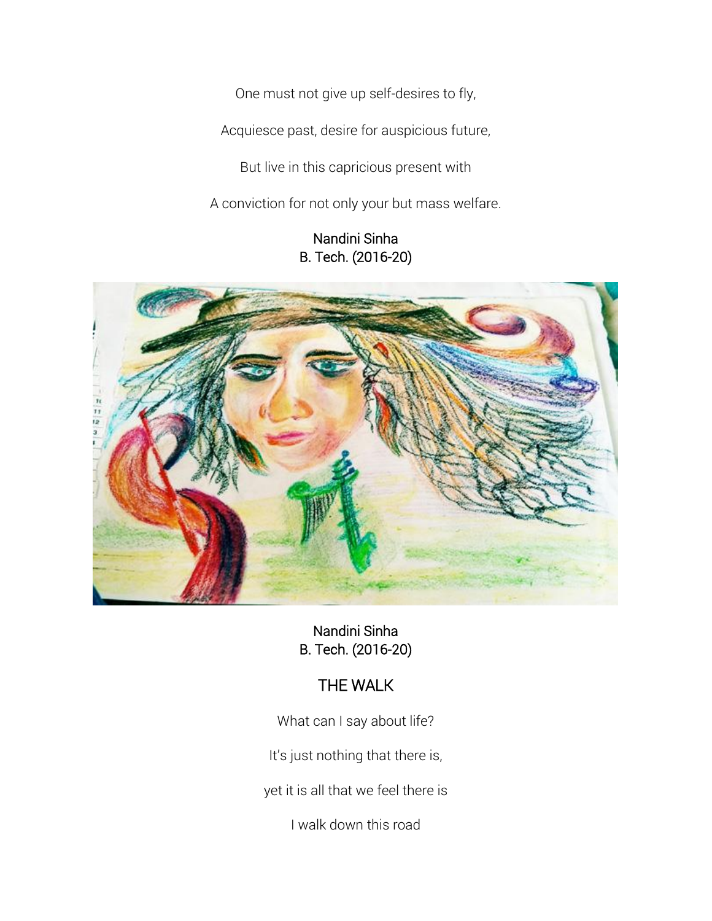One must not give up self-desires to fly,

Acquiesce past, desire for auspicious future,

But live in this capricious present with

A conviction for not only your but mass welfare.

Nandini Sinha
B. Tech. (2016-20)

Nandini Sinha
B. Tech. (2016-20)

## THE WALK

What can I say about life?

It's just nothing that there is,

yet it is all that we feel there is

I walk down this road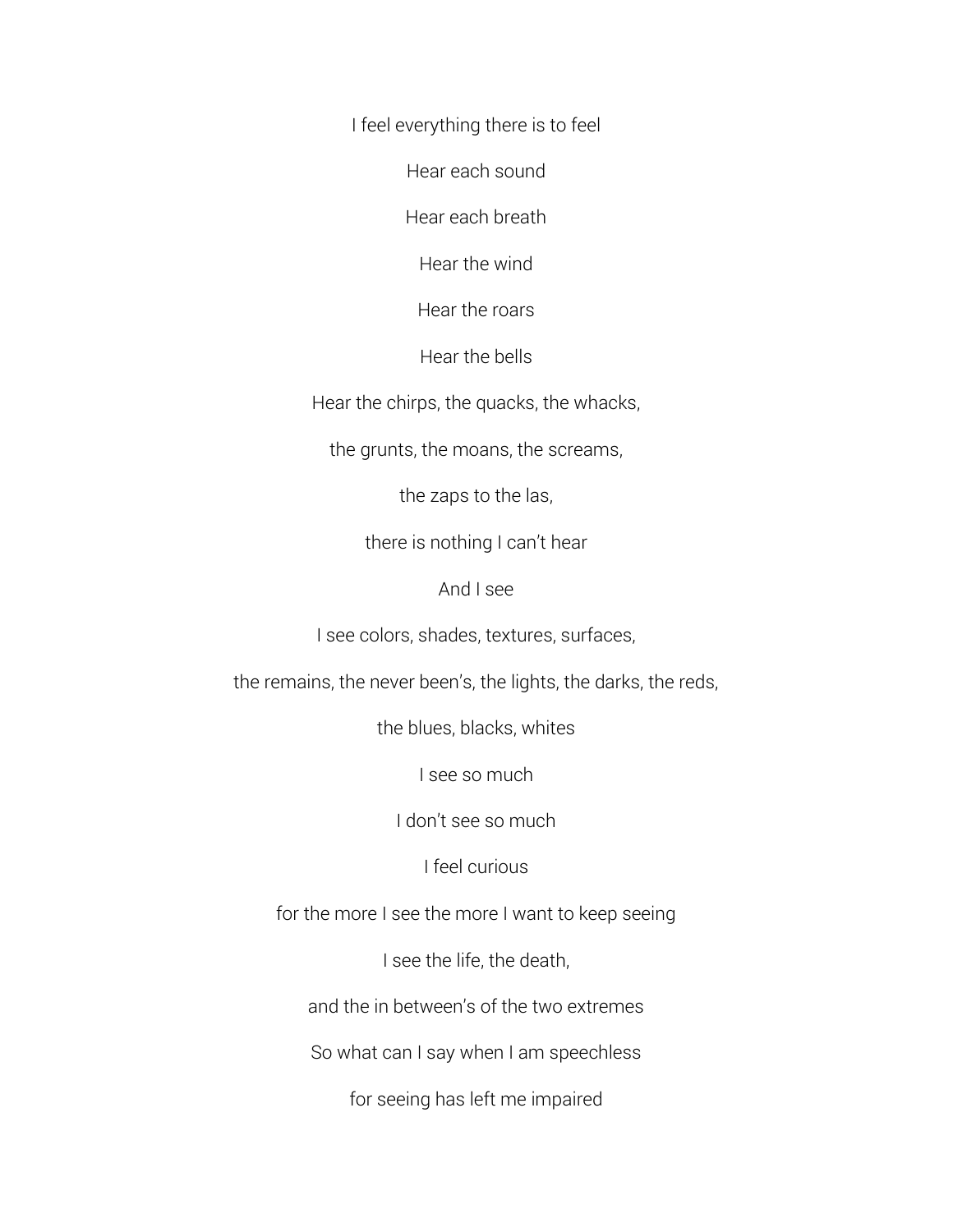I feel everything there is to feel

Hear each sound

Hear each breath

Hear the wind

Hear the roars

Hear the bells

Hear the chirps, the quacks, the whacks,

the grunts, the moans, the screams,

the zaps to the las,

there is nothing I can't hear

And I see

I see colors, shades, textures, surfaces,

the remains, the never been's, the lights, the darks, the reds,

the blues, blacks, whites

I see so much

I don't see so much

I feel curious

for the more I see the more I want to keep seeing

I see the life, the death,

and the in between's of the two extremes

So what can I say when I am speechless

for seeing has left me impaired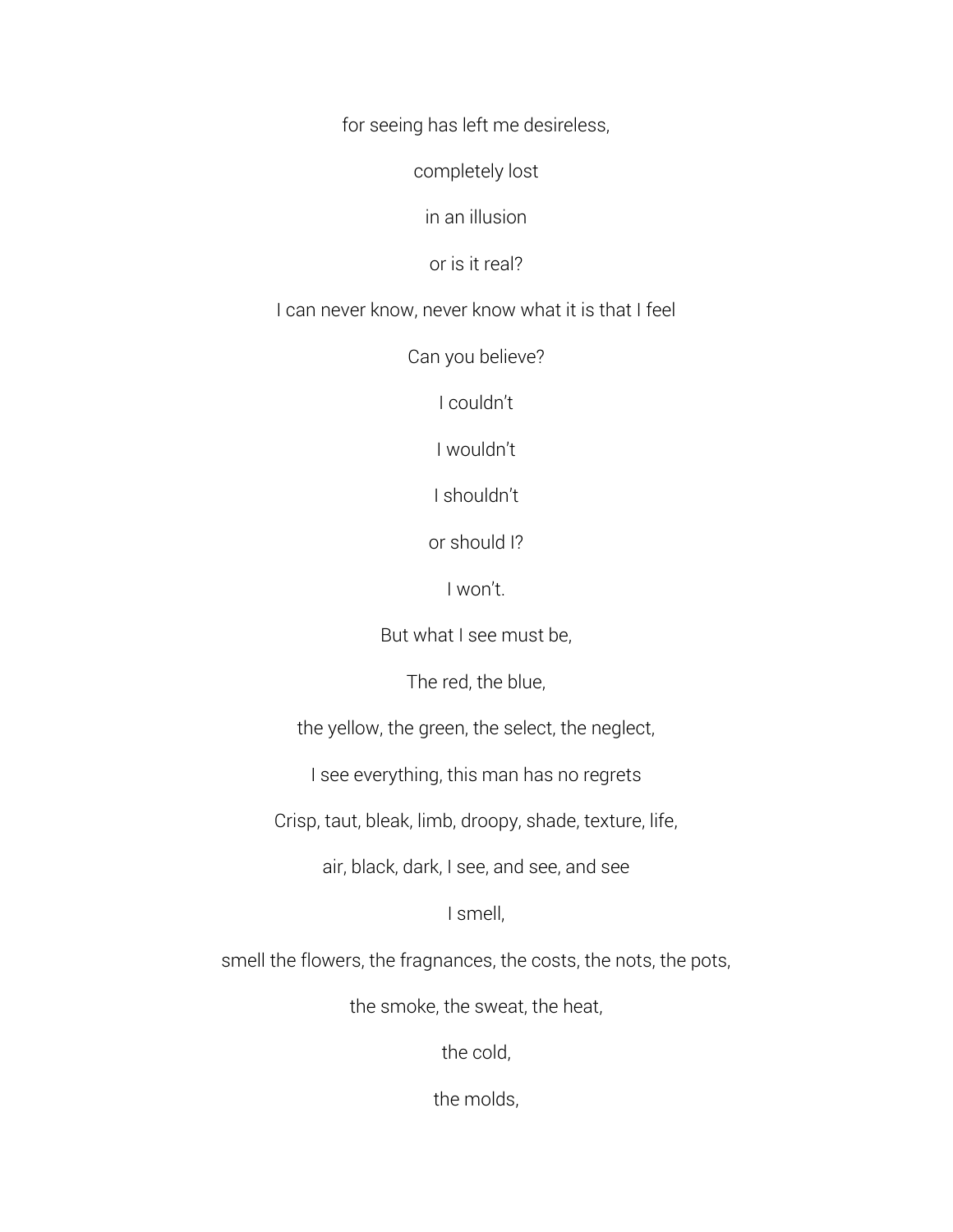for seeing has left me desireless,

completely lost

in an illusion

or is it real?

I can never know, never know what it is that I feel

Can you believe?

I couldn't

I wouldn't

I shouldn't

or should I?

I won't.

But what I see must be,

The red, the blue,

the yellow, the green, the select, the neglect,

I see everything, this man has no regrets

Crisp, taut, bleak, limb, droopy, shade, texture, life,

air, black, dark, I see, and see, and see

I smell,

smell the flowers, the fragnances, the costs, the nots, the pots,

the smoke, the sweat, the heat,

the cold,

the molds,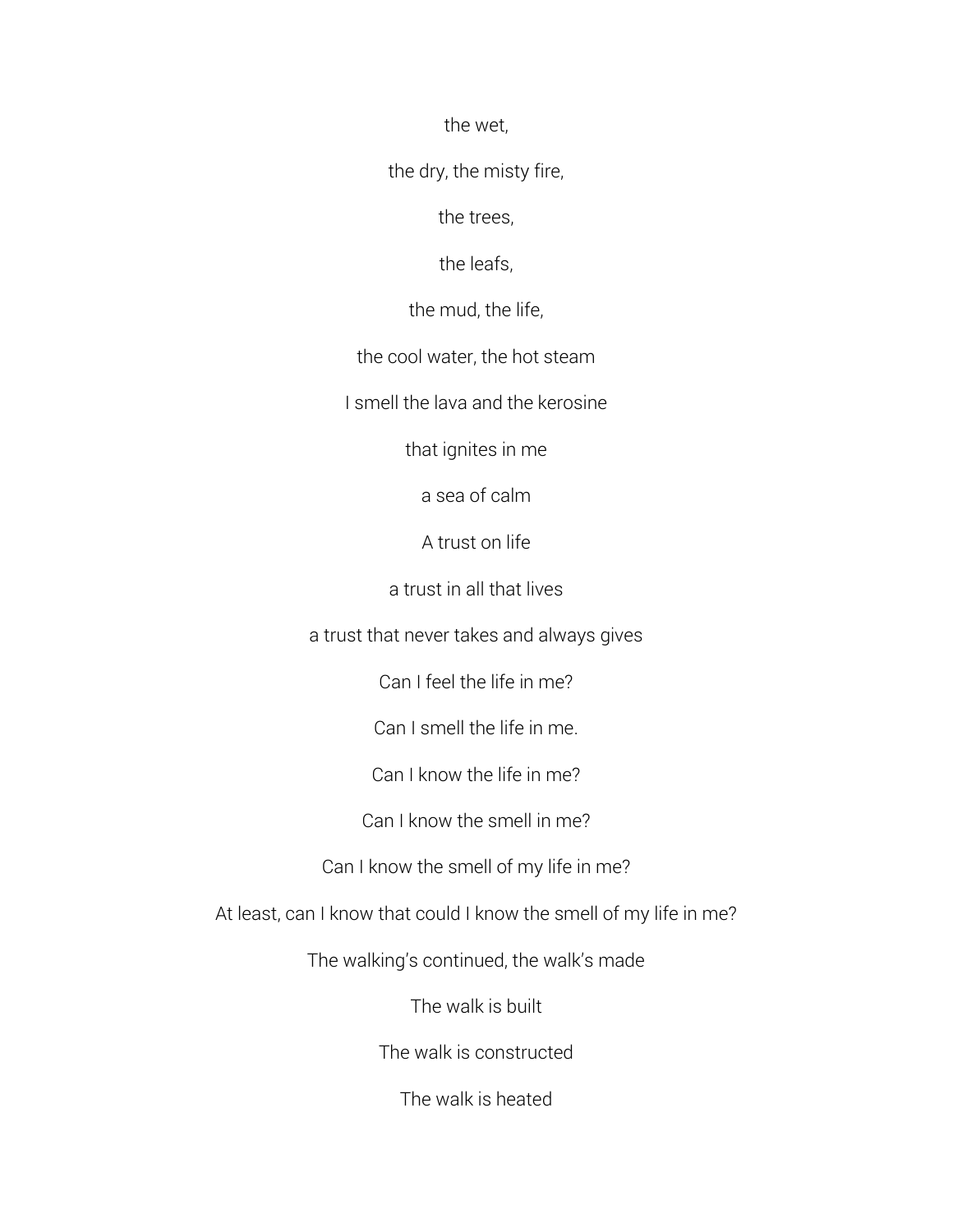the wet,

the dry, the misty fire,

the trees,

the leafs,

the mud, the life,

the cool water, the hot steam

I smell the lava and the kerosine

that ignites in me

a sea of calm

A trust on life

a trust in all that lives

a trust that never takes and always gives

Can I feel the life in me?

Can I smell the life in me.

Can I know the life in me?

Can I know the smell in me?

Can I know the smell of my life in me?

At least, can I know that could I know the smell of my life in me?

The walking's continued, the walk's made

The walk is built

The walk is constructed

The walk is heated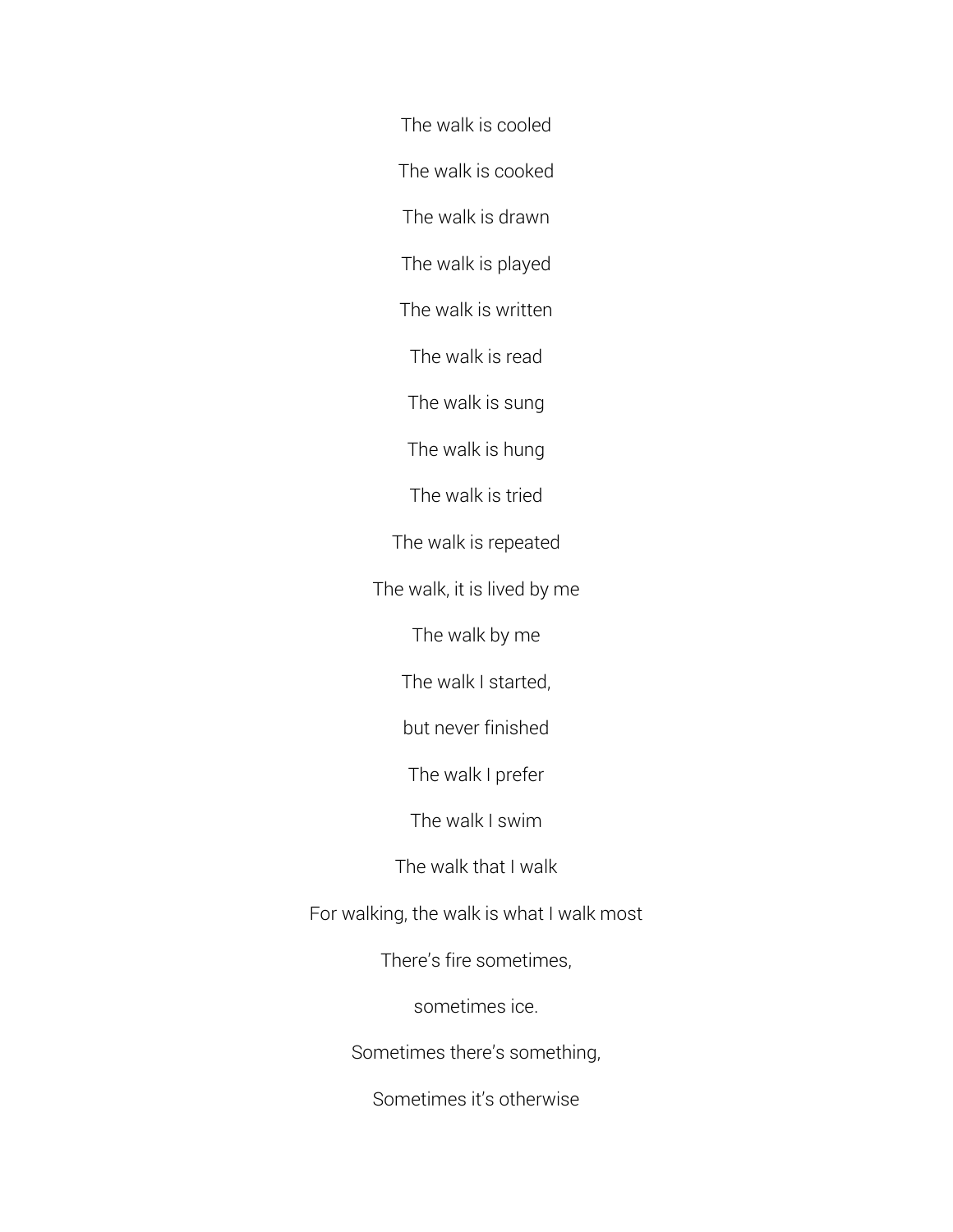The walk is cooled

The walk is cooked

The walk is drawn

The walk is played

The walk is written

The walk is read

The walk is sung

The walk is hung

The walk is tried

The walk is repeated

The walk, it is lived by me

The walk by me

The walk I started,

but never finished

The walk I prefer

The walk I swim

The walk that I walk

For walking, the walk is what I walk most

There's fire sometimes,

sometimes ice.

Sometimes there's something,

Sometimes it's otherwise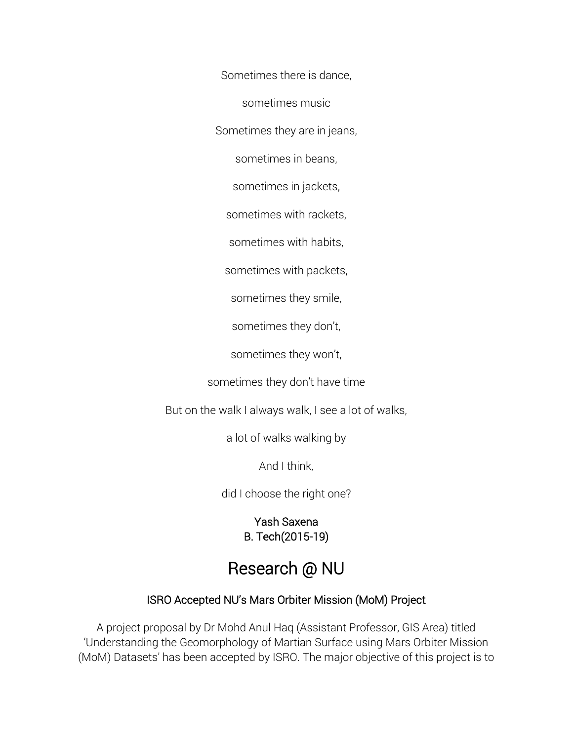Sometimes there is dance,

sometimes music

Sometimes they are in jeans,

sometimes in beans,

sometimes in jackets,

sometimes with rackets,

sometimes with habits,

sometimes with packets,

sometimes they smile,

sometimes they don't,

sometimes they won't,

sometimes they don't have time

But on the walk I always walk, I see a lot of walks,

a lot of walks walking by

And I think,

did I choose the right one?

Yash Saxena
B. Tech(2015-19)

# Research @ NU

### ISRO Accepted NU's Mars Orbiter Mission (MoM) Project

A project proposal by Dr Mohd Anul Haq (Assistant Professor, GIS Area) titled 'Understanding the Geomorphology of Martian Surface using Mars Orbiter Mission (MoM) Datasets' has been accepted by ISRO. The major objective of this project is to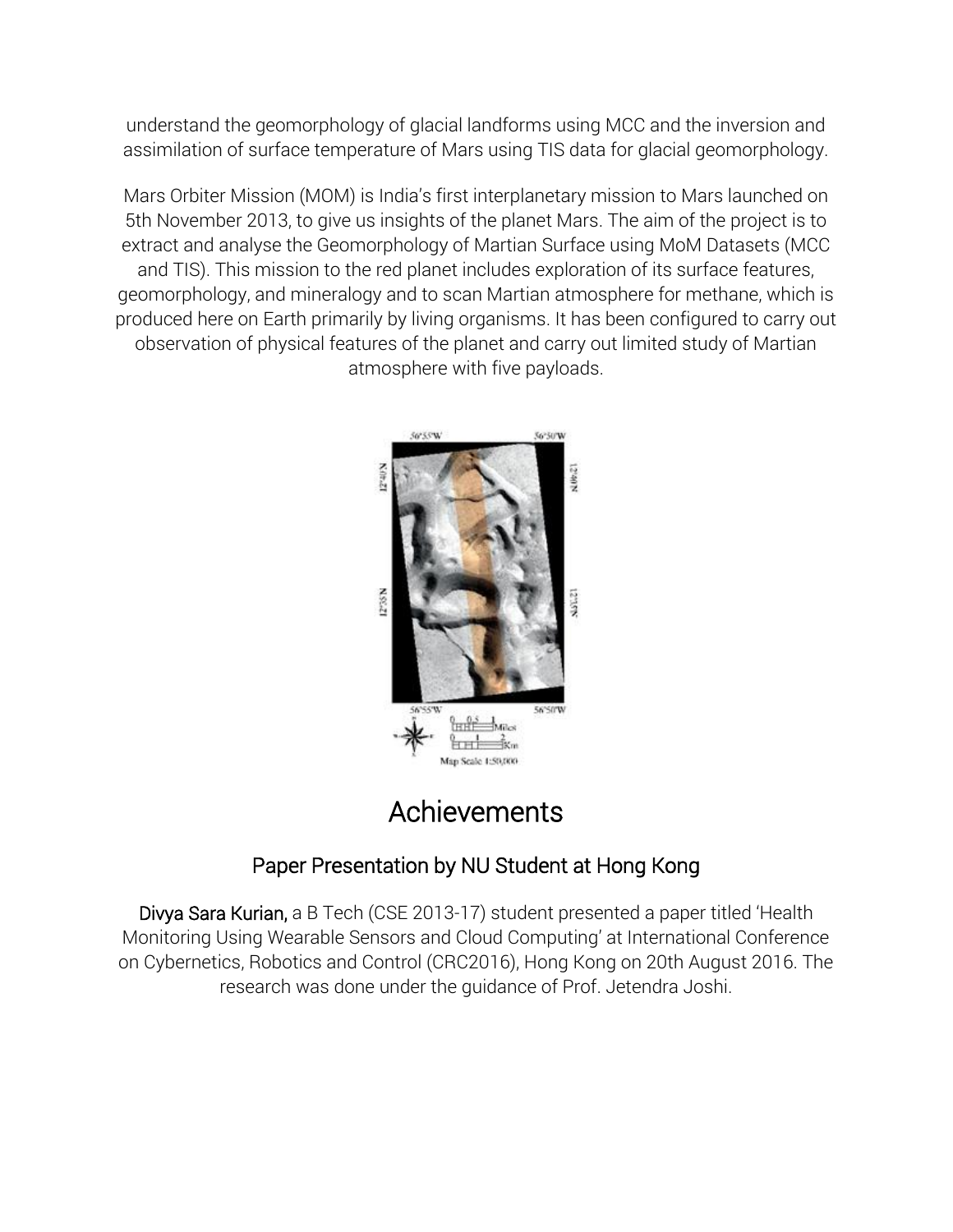understand the geomorphology of glacial landforms using MCC and the inversion and assimilation of surface temperature of Mars using TIS data for glacial geomorphology.

Mars Orbiter Mission (MOM) is India's first interplanetary mission to Mars launched on 5th November 2013, to give us insights of the planet Mars. The aim of the project is to extract and analyse the Geomorphology of Martian Surface using MoM Datasets (MCC and TIS). This mission to the red planet includes exploration of its surface features, geomorphology, and mineralogy and to scan Martian atmosphere for methane, which is produced here on Earth primarily by living organisms. It has been configured to carry out observation of physical features of the planet and carry out limited study of Martian atmosphere with five payloads.

# Achievements

## Paper Presentation by NU Student at Hong Kong

**Divya Sara Kurian,** a B Tech (CSE 2013-17) student presented a paper titled 'Health Monitoring Using Wearable Sensors and Cloud Computing' at International Conference on Cybernetics, Robotics and Control (CRC2016), Hong Kong on 20th August 2016. The research was done under the guidance of Prof. Jetendra Joshi.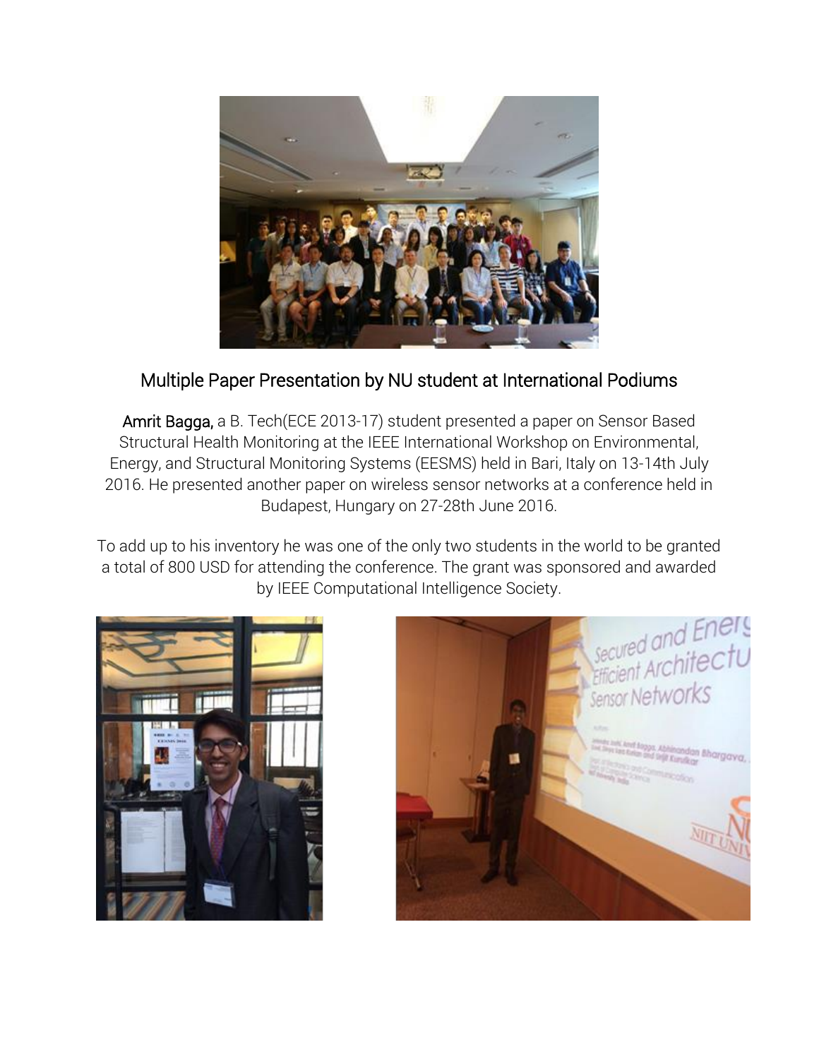## Multiple Paper Presentation by NU student at International Podiums

**Amrit Bagga,** a B. Tech(ECE 2013-17) student presented a paper on Sensor Based Structural Health Monitoring at the IEEE International Workshop on Environmental, Energy, and Structural Monitoring Systems (EESMS) held in Bari, Italy on 13-14th July 2016. He presented another paper on wireless sensor networks at a conference held in Budapest, Hungary on 27-28th June 2016.

To add up to his inventory he was one of the only two students in the world to be granted a total of 800 USD for attending the conference. The grant was sponsored and awarded by IEEE Computational Intelligence Society.